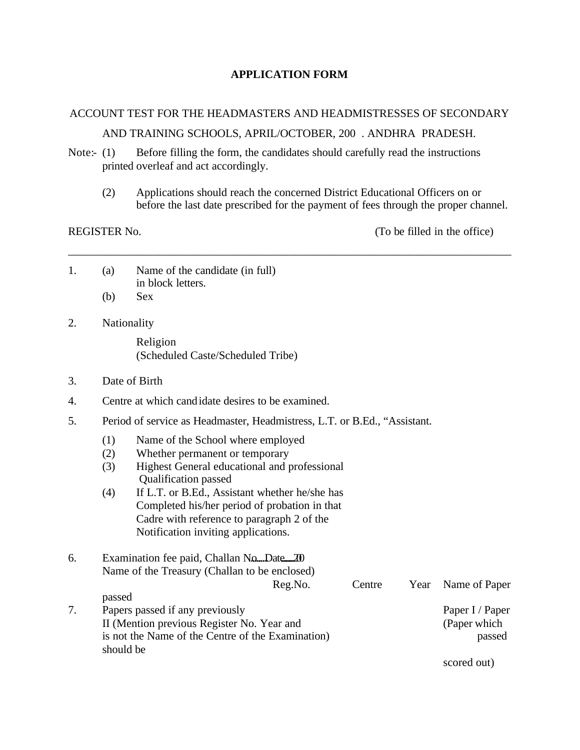# APPLICATION FORM

ACCOUNT TEST FOR THE HEADMASTERS AND HEADMISTRESSES OF SECONDARY AND TRAINING SCHOOLS, APRIL/OCTOBER, 200 . ANDHRA PRADESH.

Note:- (1) Before filling the form, the candidates should carefully read the instructions printed overleaf and act accordingly.

(2) Applications should reach the concerned District Educational Officers on or before the last date prescribed for the payment of fees through the proper channel.

REGISTER No. (To be filled in the office)

---

1. (a) Name of the candidate (in full) in block letters.
   (b) Sex

2. Nationality

   Religion
   (Scheduled Caste/Scheduled Tribe)

3. Date of Birth

4. Centre at which candidate desires to be examined.

5. Period of service as Headmaster, Headmistress, L.T. or B.Ed., "Assistant.
   (1) Name of the School where employed
   (2) Whether permanent or temporary
   (3) Highest General educational and professional Qualification passed
   (4) If L.T. or B.Ed., Assistant whether he/she has Completed his/her period of probation in that Cadre with reference to paragraph 2 of the Notification inviting applications.

6. Examination fee paid, Challan No.....Date___20
   Name of the Treasury (Challan to be enclosed)

| | Reg.No. | Centre | Year | Name of Paper passed |
|---|---|---|---|---|
| 7. Papers passed if any previously (Mention previous Register No. Year and the Name of the Centre of the Examination) | | | | Paper I / Paper II (Paper which is not passed should be scored out) |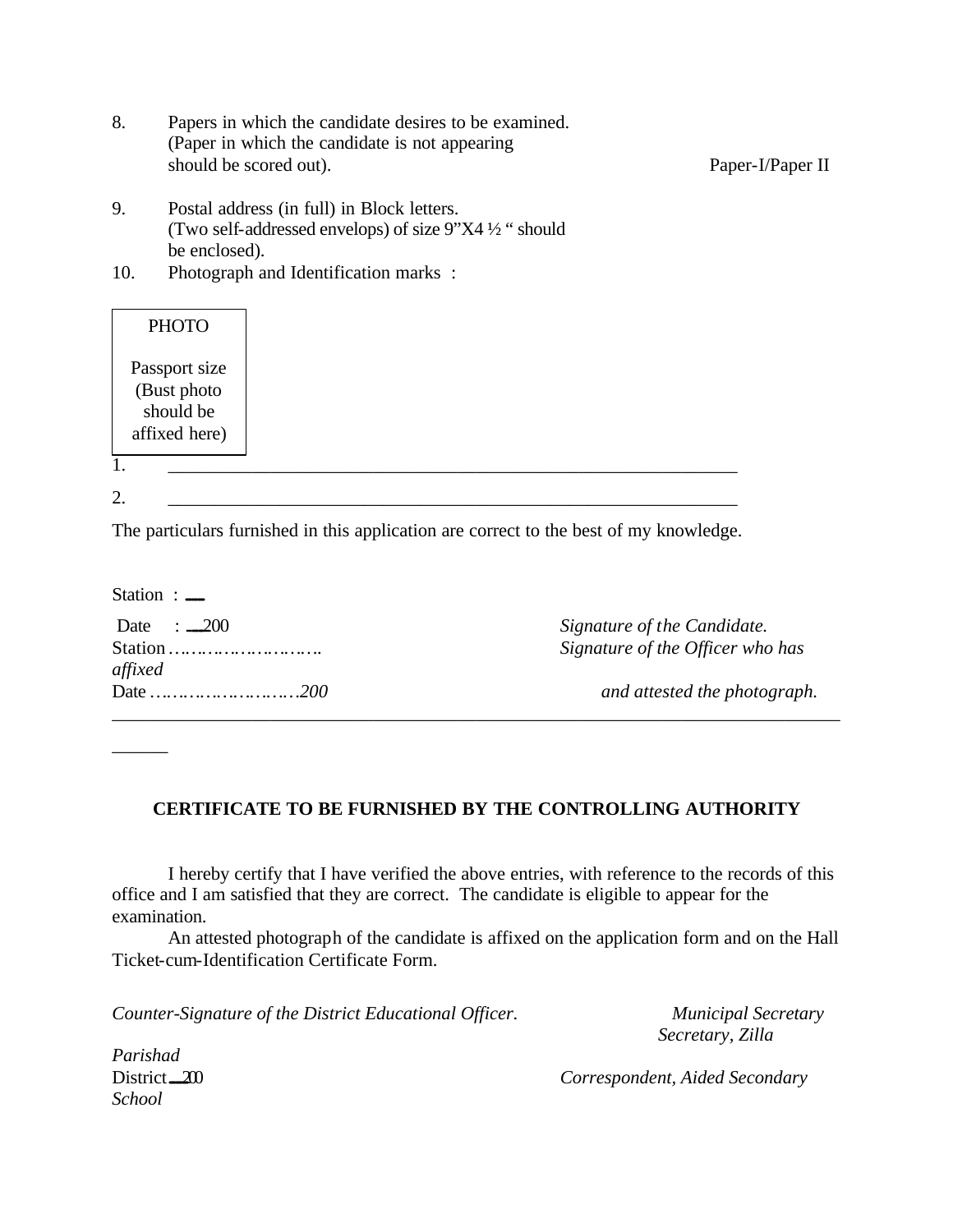8. Papers in which the candidate desires to be examined. (Paper in which the candidate is not appearing should be scored out). Paper-I/Paper II

9. Postal address (in full) in Block letters. (Two self-addressed envelops) of size 9"X4 ½ " should be enclosed).

10. Photograph and Identification marks :

| PHOTO<br><br>Passport size (Bust photo should be affixed here) |
|---|

1. ________________________________________________________________

2. ________________________________________________________________

The particulars furnished in this application are correct to the best of my knowledge.

Station : ___

Date : ___200 *Signature of the Candidate.*

Station ……………………….. *Signature of the Officer who has affixed*

Date ……………………….*200* *and attested the photograph.*

---

## CERTIFICATE TO BE FURNISHED BY THE CONTROLLING AUTHORITY

I hereby certify that I have verified the above entries, with reference to the records of this office and I am satisfied that they are correct. The candidate is eligible to appear for the examination.

An attested photograph of the candidate is affixed on the application form and on the Hall Ticket-cum-Identification Certificate Form.

*Counter-Signature of the District Educational Officer.* *Municipal Secretary*

*Secretary, Zilla Parishad*

District___200 *Correspondent, Aided Secondary School*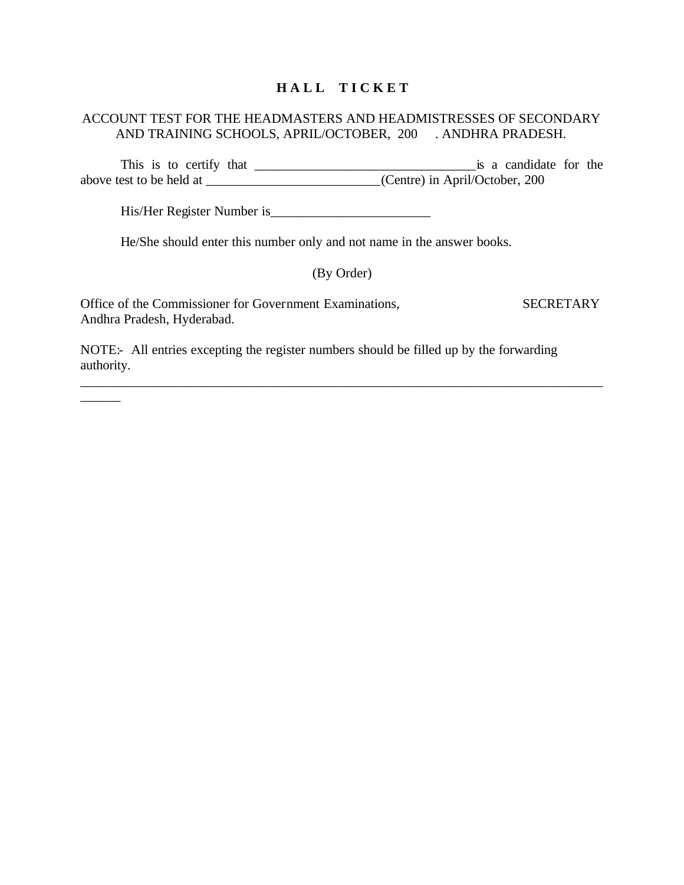# H A L L   T I C K E T

ACCOUNT TEST FOR THE HEADMASTERS AND HEADMISTRESSES OF SECONDARY AND TRAINING SCHOOLS, APRIL/OCTOBER, 200    . ANDHRA PRADESH.

This is to certify that _________________________________is a candidate for the above test to be held at __________________________(Centre) in April/October, 200

His/Her Register Number is_______________________

He/She should enter this number only and not name in the answer books.

(By Order)

Office of the Commissioner for Government Examinations, Andhra Pradesh, Hyderabad.

SECRETARY

NOTE:- All entries excepting the register numbers should be filled up by the forwarding authority.

---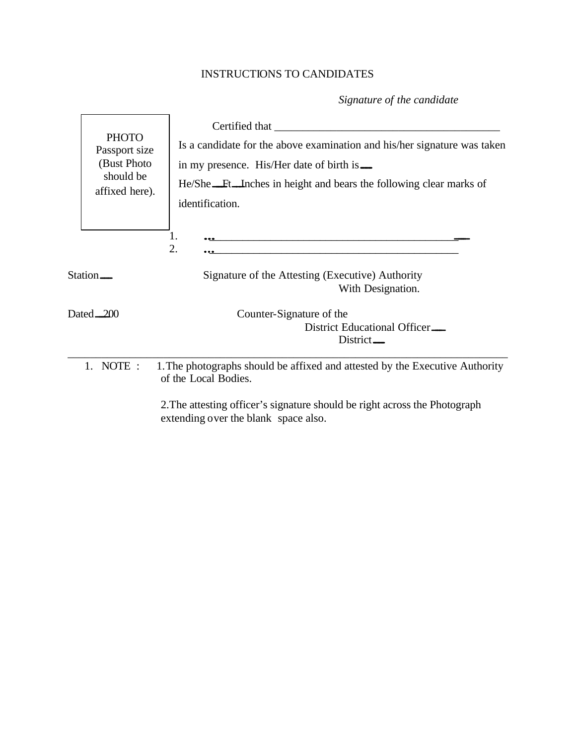INSTRUCTIONS TO CANDIDATES

*Signature of the candidate*

PHOTO Passport size (Bust Photo should be affixed here).

Certified that ________________________________________
Is a candidate for the above examination and his/her signature was taken in my presence. His/Her date of birth is___
He/She___Ft___Inches in height and bears the following clear marks of identification.

1. …____________________________________________
2. …____________________________________________

Station___

Signature of the Attesting (Executive) Authority
With Designation.

Dated___200

Counter-Signature of the
District Educational Officer___
District___

---

1. NOTE : 1. The photographs should be affixed and attested by the Executive Authority of the Local Bodies.

2. The attesting officer's signature should be right across the Photograph extending over the blank space also.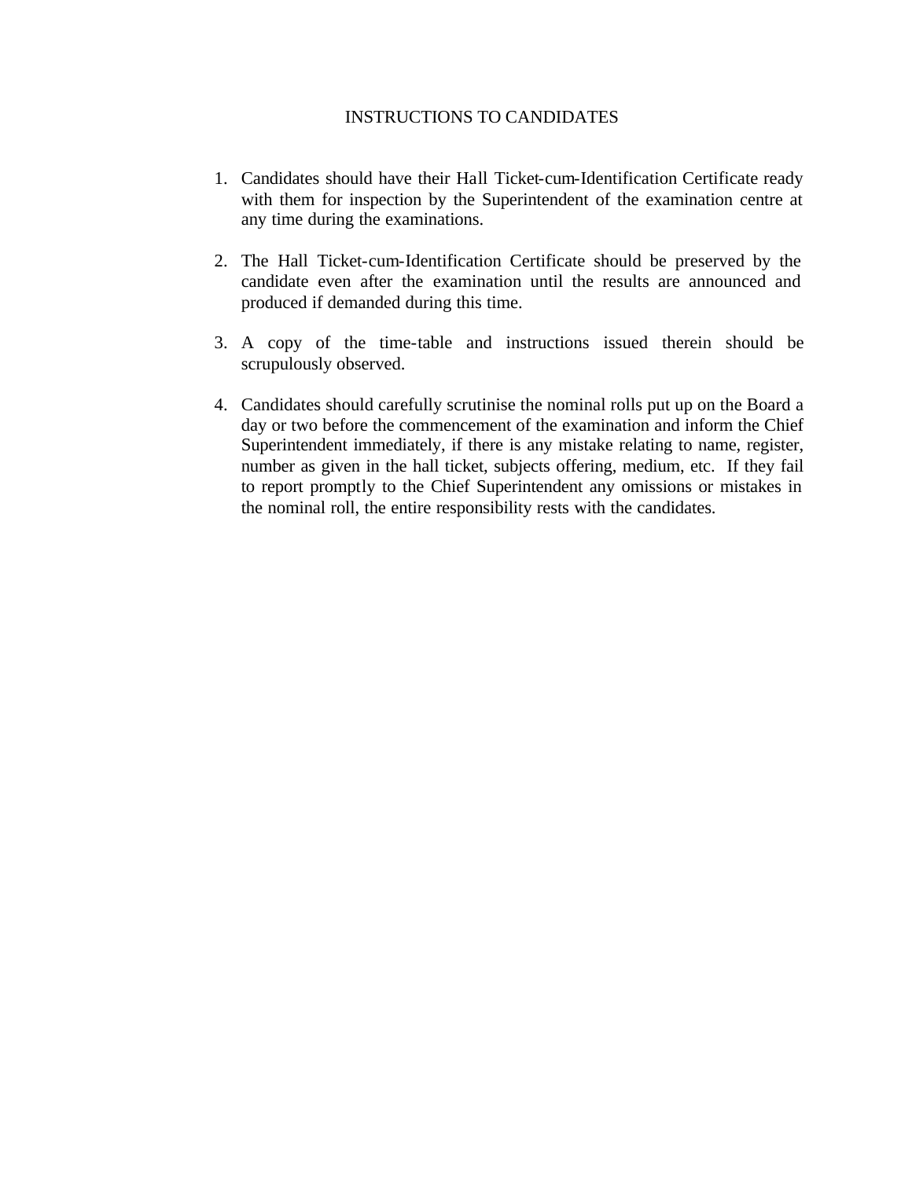# INSTRUCTIONS TO CANDIDATES

1. Candidates should have their Hall Ticket-cum-Identification Certificate ready with them for inspection by the Superintendent of the examination centre at any time during the examinations.

2. The Hall Ticket-cum-Identification Certificate should be preserved by the candidate even after the examination until the results are announced and produced if demanded during this time.

3. A copy of the time-table and instructions issued therein should be scrupulously observed.

4. Candidates should carefully scrutinise the nominal rolls put up on the Board a day or two before the commencement of the examination and inform the Chief Superintendent immediately, if there is any mistake relating to name, register, number as given in the hall ticket, subjects offering, medium, etc. If they fail to report promptly to the Chief Superintendent any omissions or mistakes in the nominal roll, the entire responsibility rests with the candidates.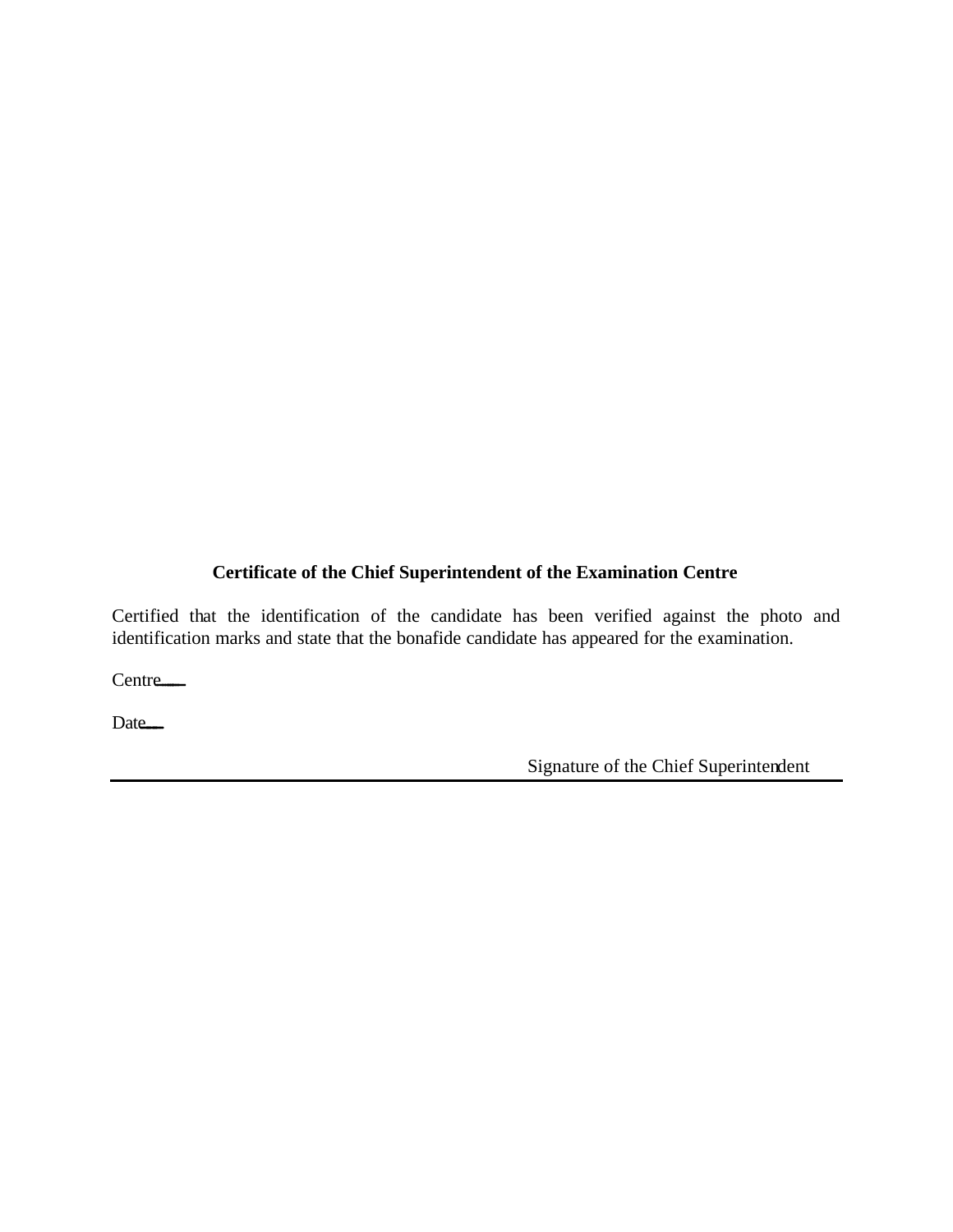**Certificate of the Chief Superintendent of the Examination Centre**

Certified that the identification of the candidate has been verified against the photo and identification marks and state that the bonafide candidate has appeared for the examination.

Centre\_\_\_

Date\_\_\_

Signature of the Chief Superintendent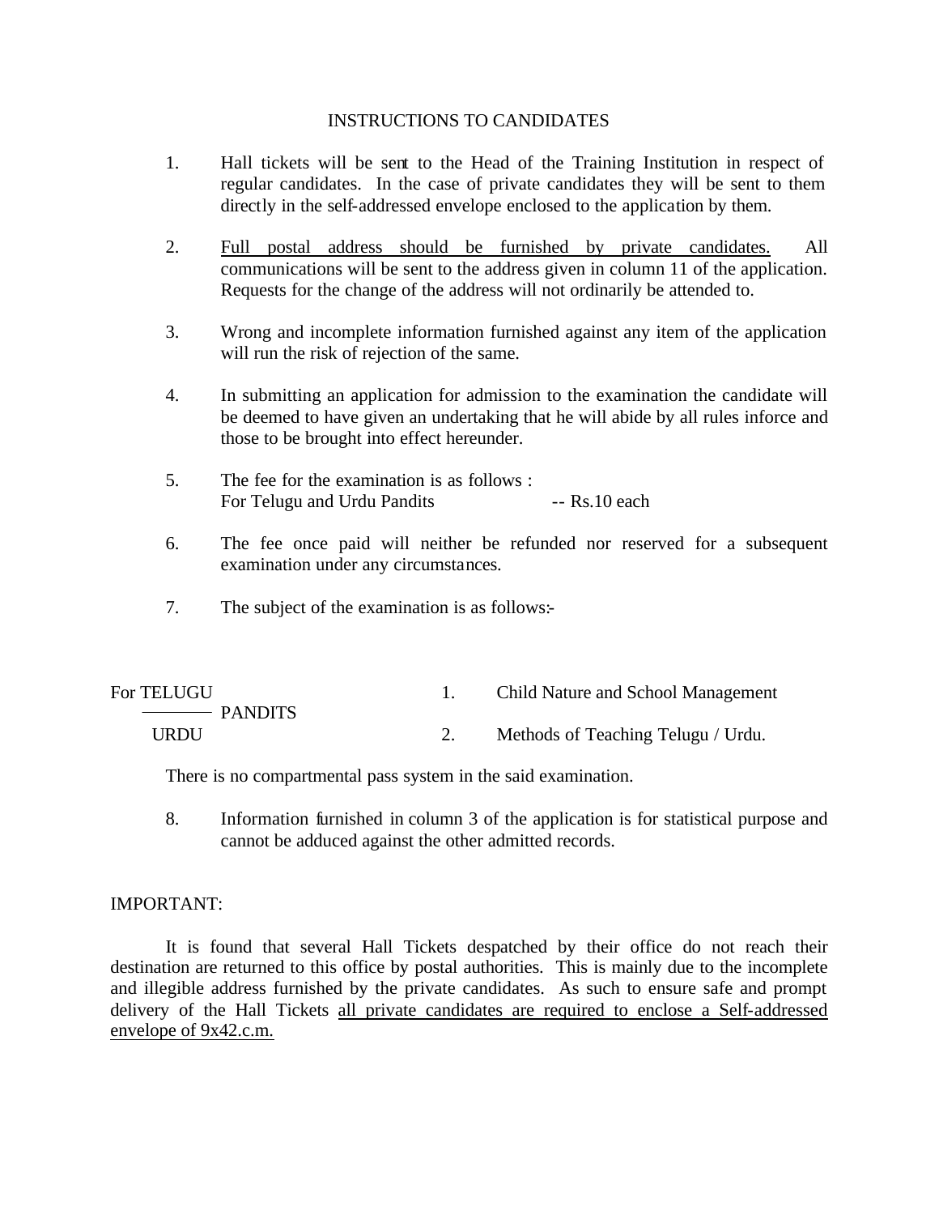# INSTRUCTIONS TO CANDIDATES

1. Hall tickets will be sent to the Head of the Training Institution in respect of regular candidates. In the case of private candidates they will be sent to them directly in the self-addressed envelope enclosed to the application by them.

2. <u>Full postal address should be furnished by private candidates.</u> All communications will be sent to the address given in column 11 of the application. Requests for the change of the address will not ordinarily be attended to.

3. Wrong and incomplete information furnished against any item of the application will run the risk of rejection of the same.

4. In submitting an application for admission to the examination the candidate will be deemed to have given an undertaking that he will abide by all rules inforce and those to be brought into effect hereunder.

5. The fee for the examination is as follows :
   For Telugu and Urdu Pandits -- Rs.10 each

6. The fee once paid will neither be refunded nor reserved for a subsequent examination under any circumstances.

7. The subject of the examination is as follows:-

For TELUGU / URDU PANDITS

1. Child Nature and School Management
2. Methods of Teaching Telugu / Urdu.

There is no compartmental pass system in the said examination.

8. Information furnished in column 3 of the application is for statistical purpose and cannot be adduced against the other admitted records.

IMPORTANT:

It is found that several Hall Tickets despatched by their office do not reach their destination are returned to this office by postal authorities. This is mainly due to the incomplete and illegible address furnished by the private candidates. As such to ensure safe and prompt delivery of the Hall Tickets <u>all private candidates are required to enclose a Self-addressed envelope of 9x42.c.m.</u>